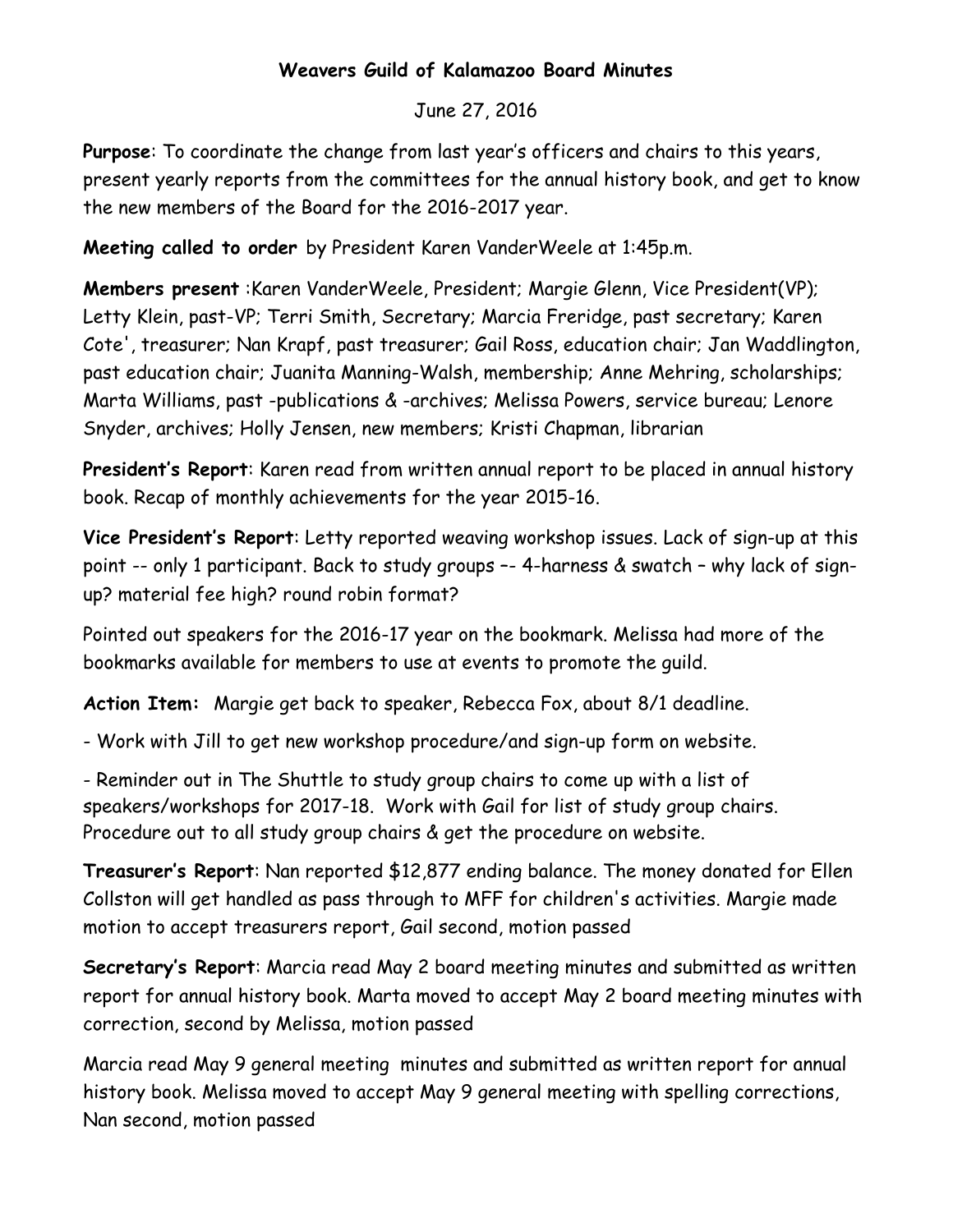**Weavers Guild of Kalamazoo Board Minutes**

June 27, 2016

**Purpose**: To coordinate the change from last year's officers and chairs to this years, present yearly reports from the committees for the annual history book, and get to know the new members of the Board for the 2016-2017 year.

**Meeting called to order** by President Karen VanderWeele at 1:45p.m.

**Members present** :Karen VanderWeele, President; Margie Glenn, Vice President(VP); Letty Klein, past-VP; Terri Smith, Secretary; Marcia Freridge, past secretary; Karen Cote', treasurer; Nan Krapf, past treasurer; Gail Ross, education chair; Jan Waddlington, past education chair; Juanita Manning-Walsh, membership; Anne Mehring, scholarships; Marta Williams, past -publications & -archives; Melissa Powers, service bureau; Lenore Snyder, archives; Holly Jensen, new members; Kristi Chapman, librarian

**President's Report**: Karen read from written annual report to be placed in annual history book. Recap of monthly achievements for the year 2015-16.

**Vice President's Report**: Letty reported weaving workshop issues. Lack of sign-up at this point -- only 1 participant. Back to study groups –- 4-harness & swatch – why lack of sign-up? material fee high? round robin format?

Pointed out speakers for the 2016-17 year on the bookmark. Melissa had more of the bookmarks available for members to use at events to promote the guild.

**Action Item:** Margie get back to speaker, Rebecca Fox, about 8/1 deadline.

- Work with Jill to get new workshop procedure/and sign-up form on website.

- Reminder out in The Shuttle to study group chairs to come up with a list of speakers/workshops for 2017-18. Work with Gail for list of study group chairs. Procedure out to all study group chairs & get the procedure on website.

**Treasurer's Report**: Nan reported $12,877 ending balance. The money donated for Ellen Collston will get handled as pass through to MFF for children's activities. Margie made motion to accept treasurers report, Gail second, motion passed

**Secretary's Report**: Marcia read May 2 board meeting minutes and submitted as written report for annual history book. Marta moved to accept May 2 board meeting minutes with correction, second by Melissa, motion passed

Marcia read May 9 general meeting minutes and submitted as written report for annual history book. Melissa moved to accept May 9 general meeting with spelling corrections, Nan second, motion passed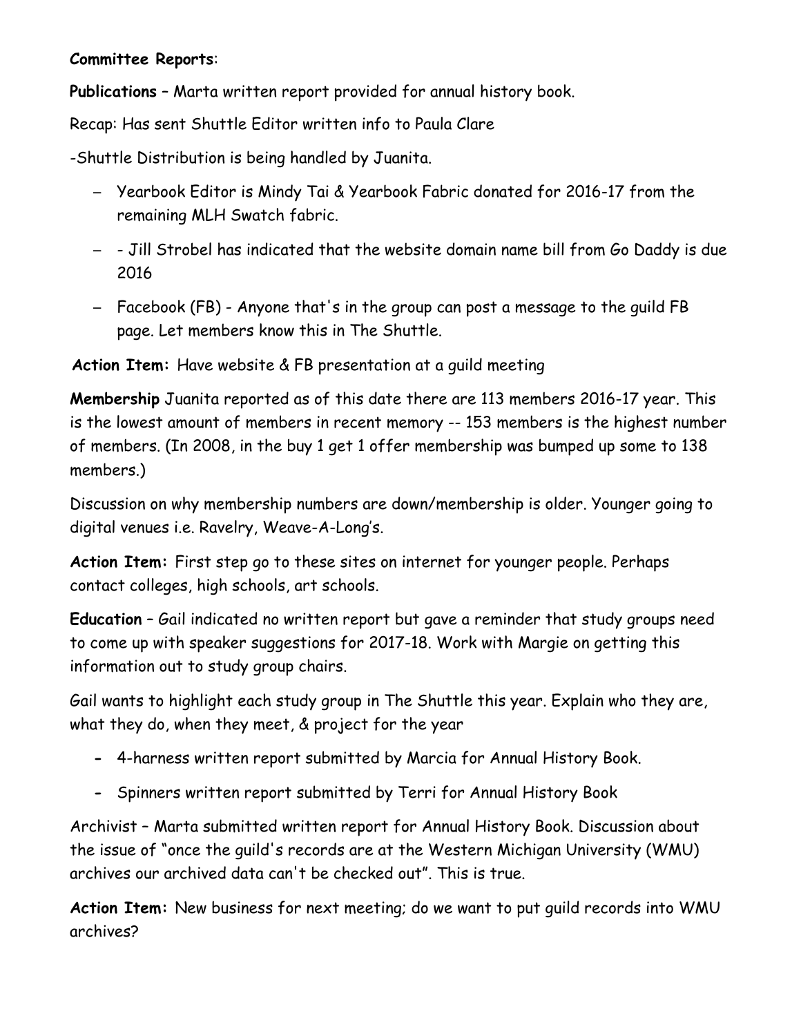**Committee Reports**:

**Publications** – Marta written report provided for annual history book.

Recap: Has sent Shuttle Editor written info to Paula Clare

-Shuttle Distribution is being handled by Juanita.

- Yearbook Editor is Mindy Tai & Yearbook Fabric donated for 2016-17 from the remaining MLH Swatch fabric.
- - Jill Strobel has indicated that the website domain name bill from Go Daddy is due 2016
- Facebook (FB) - Anyone that's in the group can post a message to the guild FB page. Let members know this in The Shuttle.

**Action Item:** Have website & FB presentation at a guild meeting

**Membership** Juanita reported as of this date there are 113 members 2016-17 year. This is the lowest amount of members in recent memory -- 153 members is the highest number of members. (In 2008, in the buy 1 get 1 offer membership was bumped up some to 138 members.)

Discussion on why membership numbers are down/membership is older. Younger going to digital venues i.e. Ravelry, Weave-A-Long's.

**Action Item:** First step go to these sites on internet for younger people. Perhaps contact colleges, high schools, art schools.

**Education** – Gail indicated no written report but gave a reminder that study groups need to come up with speaker suggestions for 2017-18. Work with Margie on getting this information out to study group chairs.

Gail wants to highlight each study group in The Shuttle this year. Explain who they are, what they do, when they meet, & project for the year

- 4-harness written report submitted by Marcia for Annual History Book.
- Spinners written report submitted by Terri for Annual History Book

Archivist – Marta submitted written report for Annual History Book. Discussion about the issue of "once the guild's records are at the Western Michigan University (WMU) archives our archived data can't be checked out". This is true.

**Action Item:** New business for next meeting; do we want to put guild records into WMU archives?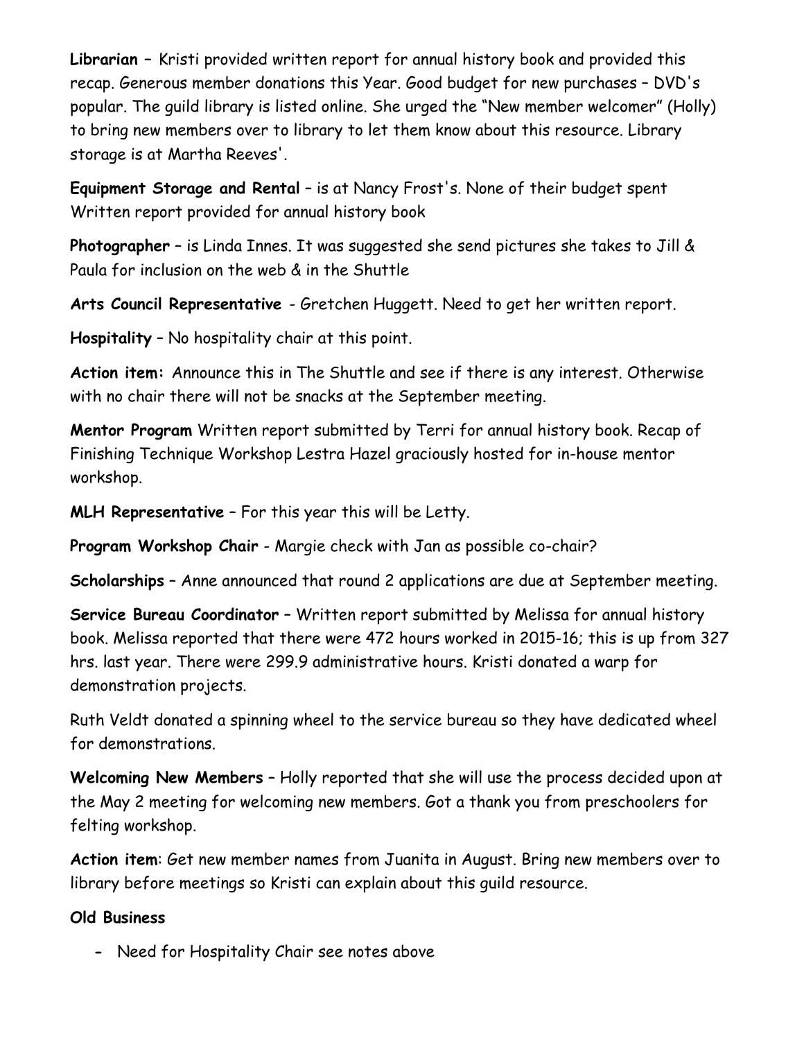**Librarian –** Kristi provided written report for annual history book and provided this recap. Generous member donations this Year. Good budget for new purchases – DVD's popular. The guild library is listed online. She urged the "New member welcomer" (Holly) to bring new members over to library to let them know about this resource. Library storage is at Martha Reeves'.

**Equipment Storage and Rental** – is at Nancy Frost's. None of their budget spent Written report provided for annual history book

**Photographer** – is Linda Innes. It was suggested she send pictures she takes to Jill & Paula for inclusion on the web & in the Shuttle

**Arts Council Representative** - Gretchen Huggett. Need to get her written report.

**Hospitality** – No hospitality chair at this point.

**Action item:** Announce this in The Shuttle and see if there is any interest. Otherwise with no chair there will not be snacks at the September meeting.

**Mentor Program** Written report submitted by Terri for annual history book. Recap of Finishing Technique Workshop Lestra Hazel graciously hosted for in-house mentor workshop.

**MLH Representative** – For this year this will be Letty.

**Program Workshop Chair** - Margie check with Jan as possible co-chair?

**Scholarships** – Anne announced that round 2 applications are due at September meeting.

**Service Bureau Coordinator** – Written report submitted by Melissa for annual history book. Melissa reported that there were 472 hours worked in 2015-16; this is up from 327 hrs. last year. There were 299.9 administrative hours. Kristi donated a warp for demonstration projects.

Ruth Veldt donated a spinning wheel to the service bureau so they have dedicated wheel for demonstrations.

**Welcoming New Members** – Holly reported that she will use the process decided upon at the May 2 meeting for welcoming new members. Got a thank you from preschoolers for felting workshop.

**Action item**: Get new member names from Juanita in August. Bring new members over to library before meetings so Kristi can explain about this guild resource.

**Old Business**

- Need for Hospitality Chair see notes above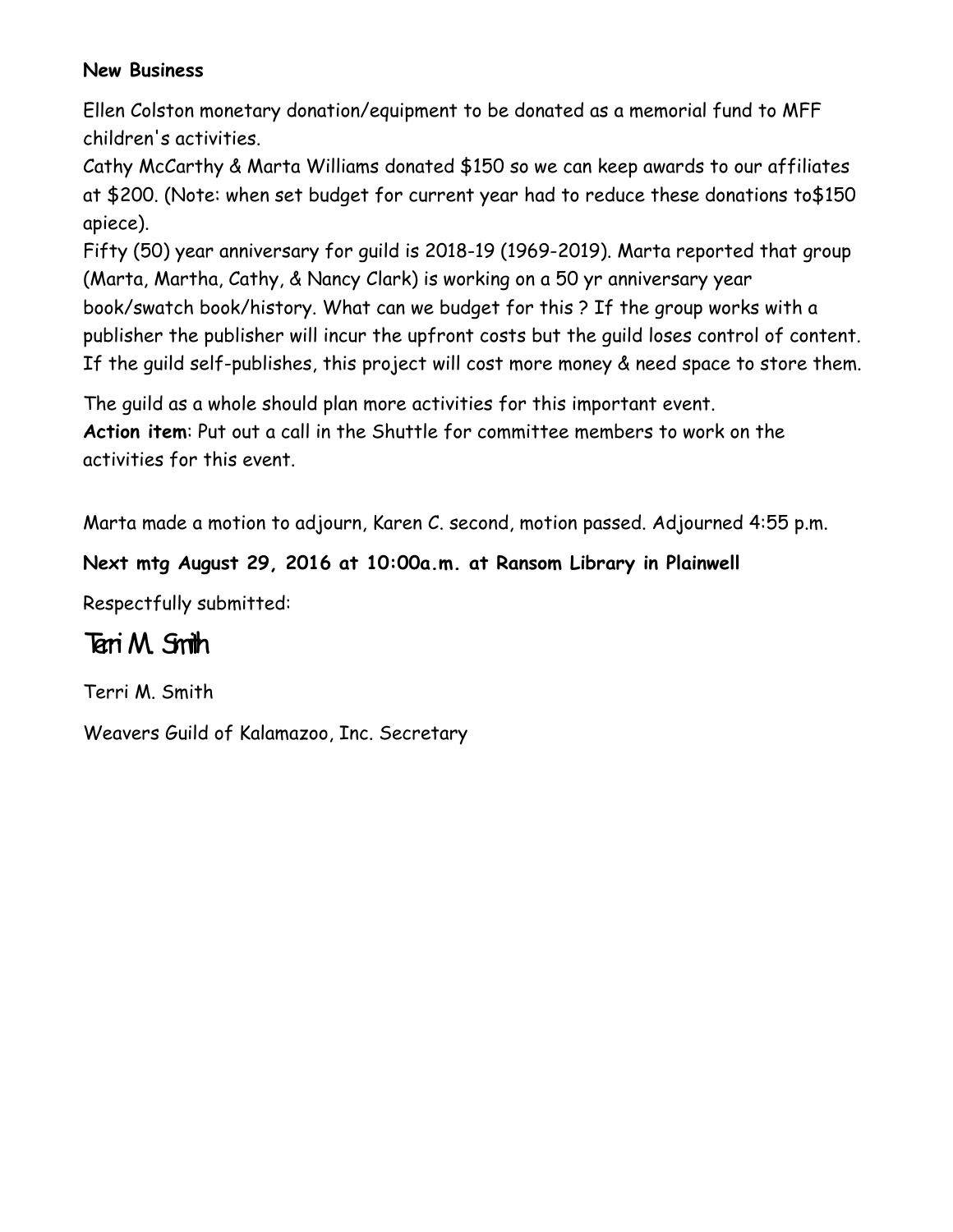**New Business**

Ellen Colston monetary donation/equipment to be donated as a memorial fund to MFF children's activities.

Cathy McCarthy & Marta Williams donated $150 so we can keep awards to our affiliates at $200. (Note: when set budget for current year had to reduce these donations to$150 apiece).

Fifty (50) year anniversary for guild is 2018-19 (1969-2019). Marta reported that group (Marta, Martha, Cathy, & Nancy Clark) is working on a 50 yr anniversary year book/swatch book/history. What can we budget for this ? If the group works with a publisher the publisher will incur the upfront costs but the guild loses control of content. If the guild self-publishes, this project will cost more money & need space to store them.

The guild as a whole should plan more activities for this important event.

**Action item**: Put out a call in the Shuttle for committee members to work on the activities for this event.

Marta made a motion to adjourn, Karen C. second, motion passed. Adjourned 4:55 p.m.

**Next mtg August 29, 2016 at 10:00a.m. at Ransom Library in Plainwell**

Respectfully submitted:

Terri M. Smith

Terri M. Smith

Weavers Guild of Kalamazoo, Inc. Secretary